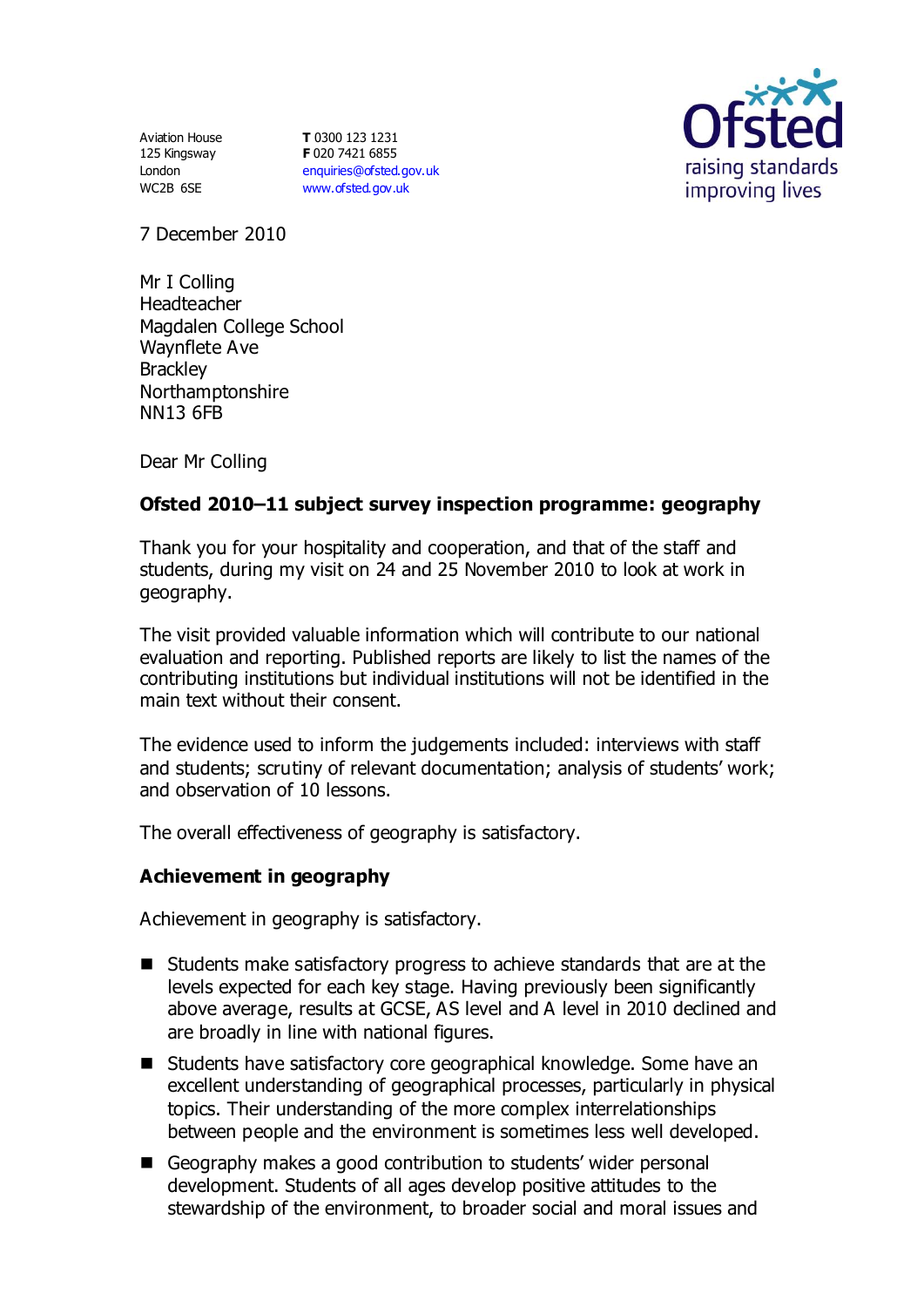Aviation House
125 Kingsway
London
WC2B 6SE

**T** 0300 123 1231
**F** 020 7421 6855
enquiries@ofsted.gov.uk
www.ofsted.gov.uk

Ofsted
raising standards
improving lives

7 December 2010

Mr I Colling
Headteacher
Magdalen College School
Waynflete Ave
Brackley
Northamptonshire
NN13 6FB

Dear Mr Colling

**Ofsted 2010–11 subject survey inspection programme: geography**

Thank you for your hospitality and cooperation, and that of the staff and students, during my visit on 24 and 25 November 2010 to look at work in geography.

The visit provided valuable information which will contribute to our national evaluation and reporting. Published reports are likely to list the names of the contributing institutions but individual institutions will not be identified in the main text without their consent.

The evidence used to inform the judgements included: interviews with staff and students; scrutiny of relevant documentation; analysis of students' work; and observation of 10 lessons.

The overall effectiveness of geography is satisfactory.

## Achievement in geography

Achievement in geography is satisfactory.

- Students make satisfactory progress to achieve standards that are at the levels expected for each key stage. Having previously been significantly above average, results at GCSE, AS level and A level in 2010 declined and are broadly in line with national figures.
- Students have satisfactory core geographical knowledge. Some have an excellent understanding of geographical processes, particularly in physical topics. Their understanding of the more complex interrelationships between people and the environment is sometimes less well developed.
- Geography makes a good contribution to students' wider personal development. Students of all ages develop positive attitudes to the stewardship of the environment, to broader social and moral issues and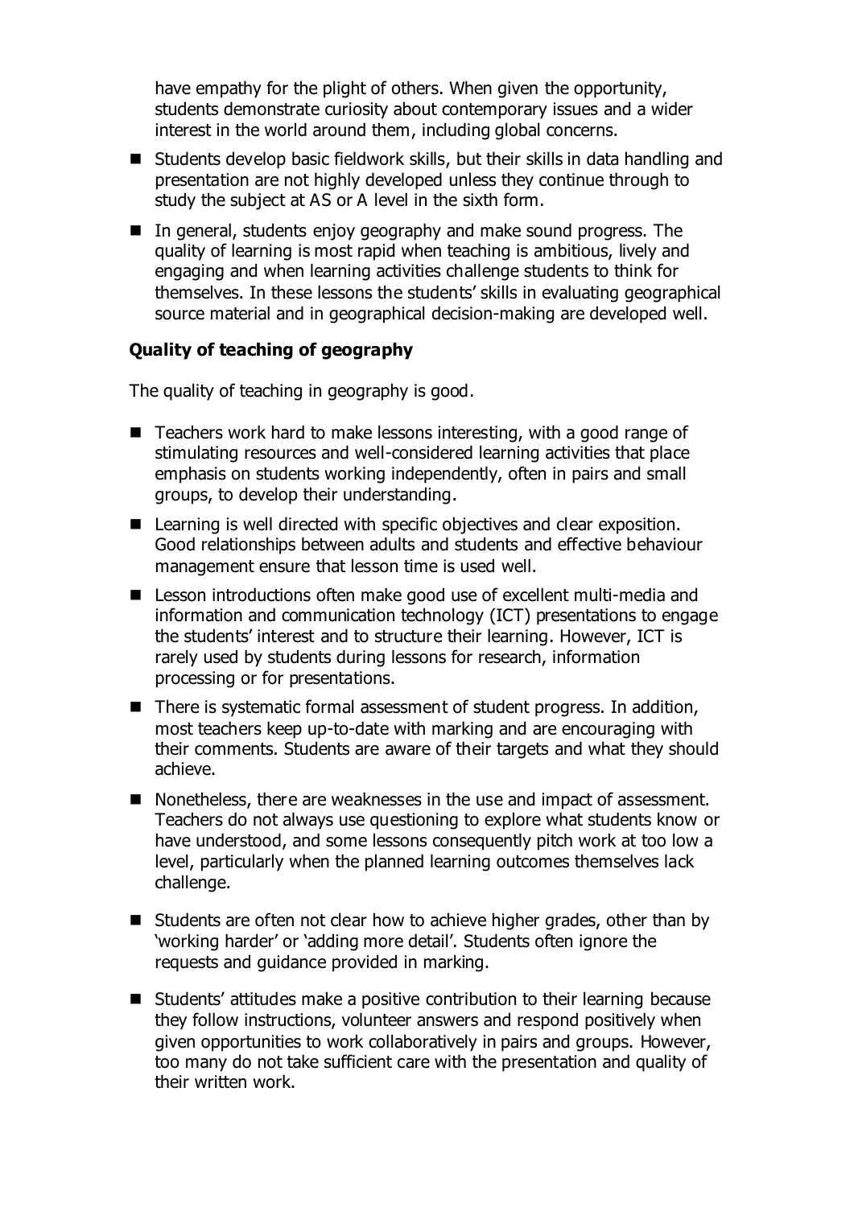have empathy for the plight of others. When given the opportunity, students demonstrate curiosity about contemporary issues and a wider interest in the world around them, including global concerns.

- Students develop basic fieldwork skills, but their skills in data handling and presentation are not highly developed unless they continue through to study the subject at AS or A level in the sixth form.
- In general, students enjoy geography and make sound progress. The quality of learning is most rapid when teaching is ambitious, lively and engaging and when learning activities challenge students to think for themselves. In these lessons the students' skills in evaluating geographical source material and in geographical decision-making are developed well.

**Quality of teaching of geography**

The quality of teaching in geography is good.

- Teachers work hard to make lessons interesting, with a good range of stimulating resources and well-considered learning activities that place emphasis on students working independently, often in pairs and small groups, to develop their understanding.
- Learning is well directed with specific objectives and clear exposition. Good relationships between adults and students and effective behaviour management ensure that lesson time is used well.
- Lesson introductions often make good use of excellent multi-media and information and communication technology (ICT) presentations to engage the students' interest and to structure their learning. However, ICT is rarely used by students during lessons for research, information processing or for presentations.
- There is systematic formal assessment of student progress. In addition, most teachers keep up-to-date with marking and are encouraging with their comments. Students are aware of their targets and what they should achieve.
- Nonetheless, there are weaknesses in the use and impact of assessment. Teachers do not always use questioning to explore what students know or have understood, and some lessons consequently pitch work at too low a level, particularly when the planned learning outcomes themselves lack challenge.
- Students are often not clear how to achieve higher grades, other than by 'working harder' or 'adding more detail'. Students often ignore the requests and guidance provided in marking.
- Students' attitudes make a positive contribution to their learning because they follow instructions, volunteer answers and respond positively when given opportunities to work collaboratively in pairs and groups. However, too many do not take sufficient care with the presentation and quality of their written work.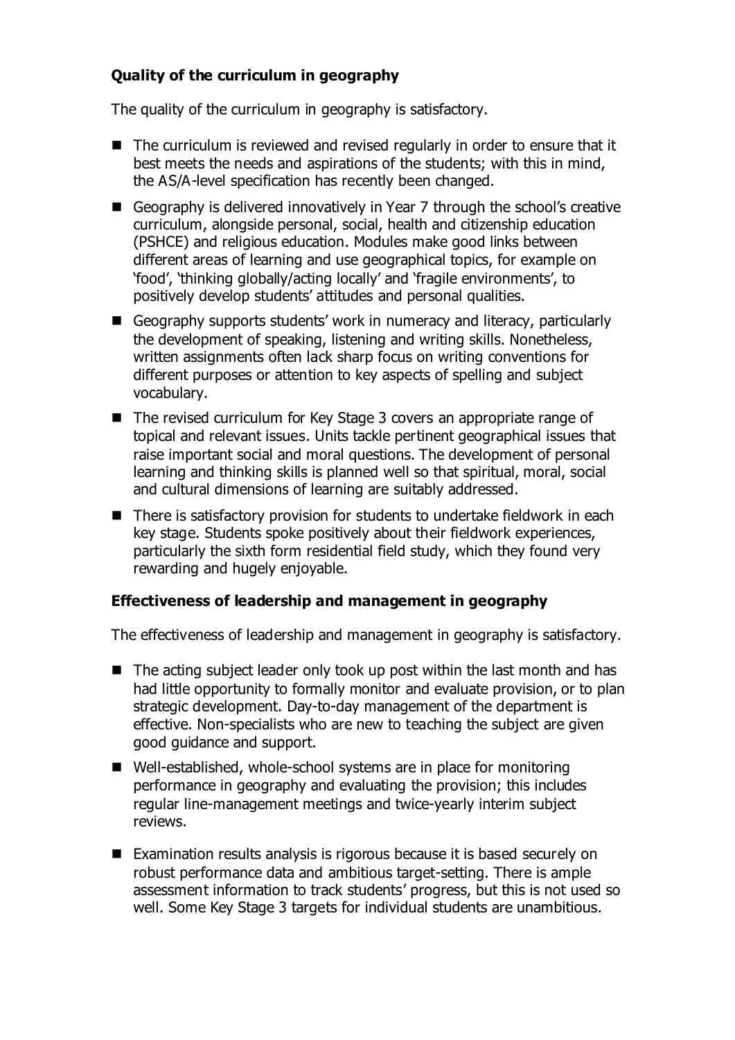**Quality of the curriculum in geography**

The quality of the curriculum in geography is satisfactory.

- The curriculum is reviewed and revised regularly in order to ensure that it best meets the needs and aspirations of the students; with this in mind, the AS/A-level specification has recently been changed.
- Geography is delivered innovatively in Year 7 through the school's creative curriculum, alongside personal, social, health and citizenship education (PSHCE) and religious education. Modules make good links between different areas of learning and use geographical topics, for example on 'food', 'thinking globally/acting locally' and 'fragile environments', to positively develop students' attitudes and personal qualities.
- Geography supports students' work in numeracy and literacy, particularly the development of speaking, listening and writing skills. Nonetheless, written assignments often lack sharp focus on writing conventions for different purposes or attention to key aspects of spelling and subject vocabulary.
- The revised curriculum for Key Stage 3 covers an appropriate range of topical and relevant issues. Units tackle pertinent geographical issues that raise important social and moral questions. The development of personal learning and thinking skills is planned well so that spiritual, moral, social and cultural dimensions of learning are suitably addressed.
- There is satisfactory provision for students to undertake fieldwork in each key stage. Students spoke positively about their fieldwork experiences, particularly the sixth form residential field study, which they found very rewarding and hugely enjoyable.

**Effectiveness of leadership and management in geography**

The effectiveness of leadership and management in geography is satisfactory.

- The acting subject leader only took up post within the last month and has had little opportunity to formally monitor and evaluate provision, or to plan strategic development. Day-to-day management of the department is effective. Non-specialists who are new to teaching the subject are given good guidance and support.
- Well-established, whole-school systems are in place for monitoring performance in geography and evaluating the provision; this includes regular line-management meetings and twice-yearly interim subject reviews.
- Examination results analysis is rigorous because it is based securely on robust performance data and ambitious target-setting. There is ample assessment information to track students' progress, but this is not used so well. Some Key Stage 3 targets for individual students are unambitious.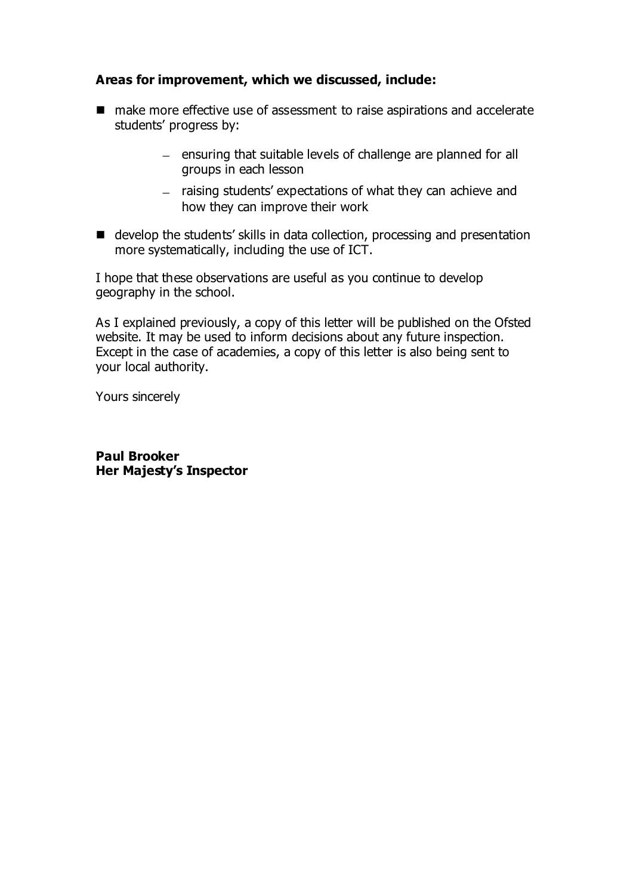**Areas for improvement, which we discussed, include:**

- make more effective use of assessment to raise aspirations and accelerate students' progress by:
  - ensuring that suitable levels of challenge are planned for all groups in each lesson
  - raising students' expectations of what they can achieve and how they can improve their work
- develop the students' skills in data collection, processing and presentation more systematically, including the use of ICT.

I hope that these observations are useful as you continue to develop geography in the school.

As I explained previously, a copy of this letter will be published on the Ofsted website. It may be used to inform decisions about any future inspection. Except in the case of academies, a copy of this letter is also being sent to your local authority.

Yours sincerely

**Paul Brooker**
**Her Majesty's Inspector**